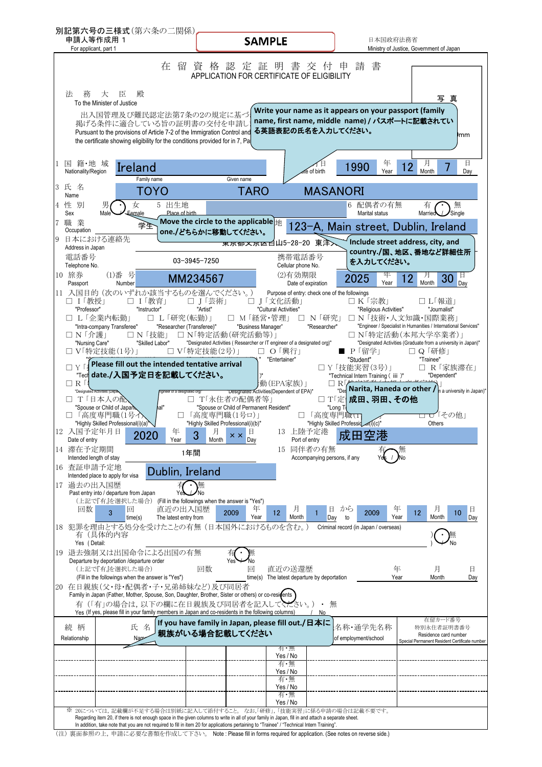別記第六号の三様式（第六条の二関係）
申請人等作成用 1
For applicant, part 1

**SAMPLE**

日本国政府法務省
Ministry of Justice, Government of Japan

# 在 留 資 格 認 定 証 明 書 交 付 申 請 書
## APPLICATION FOR CERTIFICATE OF ELIGIBILITY

法　務　大　臣　殿
To the Minister of Justice

出入国管理及び難民認定法第7条の2の規定に基づ… 掲げる条件に適合している旨の証明書の交付を申請し…
Pursuant to the provisions of Article 7-2 of the Immigration Control and … the certificate showing eligibility for the conditions provided for in 7, Pa…

> Write your name as it appears on your passport (family name, first name, middle name) / パスポートに記載されている英語表記の氏名を入力してください。

写 真
…mm

1 国 籍・地 域 Nationality/Region: **Ireland**
…日 …te of birth: **1990** 年 Year **12** 月 Month **7** 日 Day

3 氏 名 Name
Family name: **TOYO** Given name: **TARO** **MASANORI**

4 性 別 Sex: 男 Male (○) / 女 Female
5 出生地 Place of birth:
6 配偶者の有無 Marital status: 有 Married / 無 Single (○)

7 職 業 Occupation: 学生

> Move the circle to the applicable one./どちらかに移動してください。

…地: **123-A, Main street, Dublin, Ireland**

9 日本における連絡先 Address in Japan: 東京都文京区白山5-28-20 東洋…

> Include street address, city, and country./国、地区、番地など詳細住所を入力してください。

電話番号 Telephone No.: 03-3945-7250
携帯電話番号 Cellular phone No.:

10 旅券 Passport (1)番 号 Number: **MM234567**
(2)有効期限 Date of expiration: **2025** 年 Year **12** 月 Month **30** 日 Day

11 入国目的（次のいずれか該当するものを選んでください。） Purpose of entry: check one of the followings

- □ I「教授」 "Professor"
- □ I「芸術」 "Instructor"
- □ J「芸術」 "Artist"
- □ J「文化活動」 "Cultural Activities"
- □ K「宗教」 "Religious Activities"
- □ L「報道」 "Journalist"
- □ L「企業内転勤」 "Intra-company Transferee"
- □ L「研究（転勤）」 "Researcher (Transferee)"
- □ M「経営・管理」 "Business Manager"
- □ N「研究」 "Researcher"
- □ N「技術・人文知識・国際業務」 "Engineer / Specialist in Humanities / International Services"
- □ N「介護」 "Nursing Care"
- □ N「技能」 "Skilled Labor"
- □ N「特定活動（研究活動等）」 "Designated Activities ( Researcher or IT engineer of a designated org)"
- □ N「特定活動（本邦大学卒業者）」 "Designated Activities (Graduate from a university in Japan)"
- □ V「特定技能（1号）」
- □ V「特定技能（2号）」
- □ O「興行」 "Entertainer"
- ■ P「留学」 "Student"
- □ Q「研修」 "Trainee"
- □ Y「… "Tech…
- □ Y「技能実習（3号）」 "Technical Intern Training ( iii )"
- □ R「家族滞在」 "Dependent"
- □ R「… …動（EPA家族）」 "Designated Activities(Dependent of EPA)"
- □ R「… …n a university in Japan)"
- □ T「日本人の配… "Spouse or Child of Japan…al"
- □ T「永住者の配偶者等」 "Spouse or Child of Permanent Resident"
- □ T「定… "Long T…
- □「高度専門職（1号イ）」 "Highly Skilled Professional(i)(a)"
- □「高度専門職（1号ロ）」 "Highly Skilled Professional(i)(b)"
- □「高度専門職（1… "Highly Skilled Professio…al(i)(c)"
- □「その他」 Others

> Please fill out the intended tentative arrival date./入国予定日を記載してください。

> Narita, Haneda or other / 成田、羽田、その他

12 入国予定年月日 Date of entry: **2020** 年 Year **3** 月 Month **××** 日 Day
13 上陸予定港 Port of entry: **成田空港**

14 滞在予定期間 Intended length of stay: 1年間
15 同伴者の有無 Accompanying persons, if any: 有 Yes / 無 No (○)

16 査証申請予定地 Intended place to apply for visa: **Dublin, Ireland**

17 過去の出入国歴 Past entry into / departure from Japan: 有 Yes (○) / 無 No
（上記で『有』を選択した場合） (Fill in the followings when the answer is "Yes")
回数 **3** 回 time(s)　直近の出入国歴 The latest entry from **2009** 年 Year **12** 月 Month **1** 日 Day から to **2009** 年 Year **12** 月 Month **10** 日 Day

18 犯罪を理由とする処分を受けたことの有無（日本国外におけるものを含む。） Criminal record (in Japan / overseas)
有（具体的内容 Yes ( Detail: 　　　　　) / 無 No (○)

19 退去強制又は出国命令による出国の有無 Departure by deportation /departure order: 有 Yes / 無 No (○)
（上記で『有』を選択した場合） (Fill in the followings when the answer is "Yes")
回数 　回 time(s)　直近の送還歴 The latest departure by deportation 　年 Year 　月 Month 　日 Day

20 在日親族（父・母・配偶者・子・兄弟姉妹など）及び同居者 Family in Japan (Father, Mother, Spouse, Son, Daughter, Brother, Sister or others) or co-residents
有（「有」の場合は，以下の欄に在日親族及び同居者を記入してください。）・無
Yes (If yes, please fill in your family members in Japan and co-residents in the following columns) / No

> If you have family in Japan, please fill out./日本に親族がいる場合記載してください

| 続 柄 Relationship | 氏 名 Name | … | 同居予定 | 勤務先・通学先名称 Place of employment/school | 在留カード番号 特別永住者証明書番号 Residence card number Special Permanent Resident Certificate number |
|---|---|---|---|---|---|
| | | | 有・無 Yes / No | | |
| | | | 有・無 Yes / No | | |
| | | | 有・無 Yes / No | | |
| | | | 有・無 Yes / No | | |

※ 20については，記載欄が不足する場合は別紙に記入して添付すること。 なお，「研修」，「技能実習」に係る申請の場合は記載不要です。
Regarding item 20, if there is not enough space in the given columns to write in all of your family in Japan, fill in and attach a separate sheet.
In addition, take note that you are not required to fill in item 20 for applications pertaining to "Trainee" / "Technical Intern Training".

（注）裏面参照の上，申請に必要な書類を作成して下さい。 Note : Please fill in forms required for application. (See notes on reverse side.)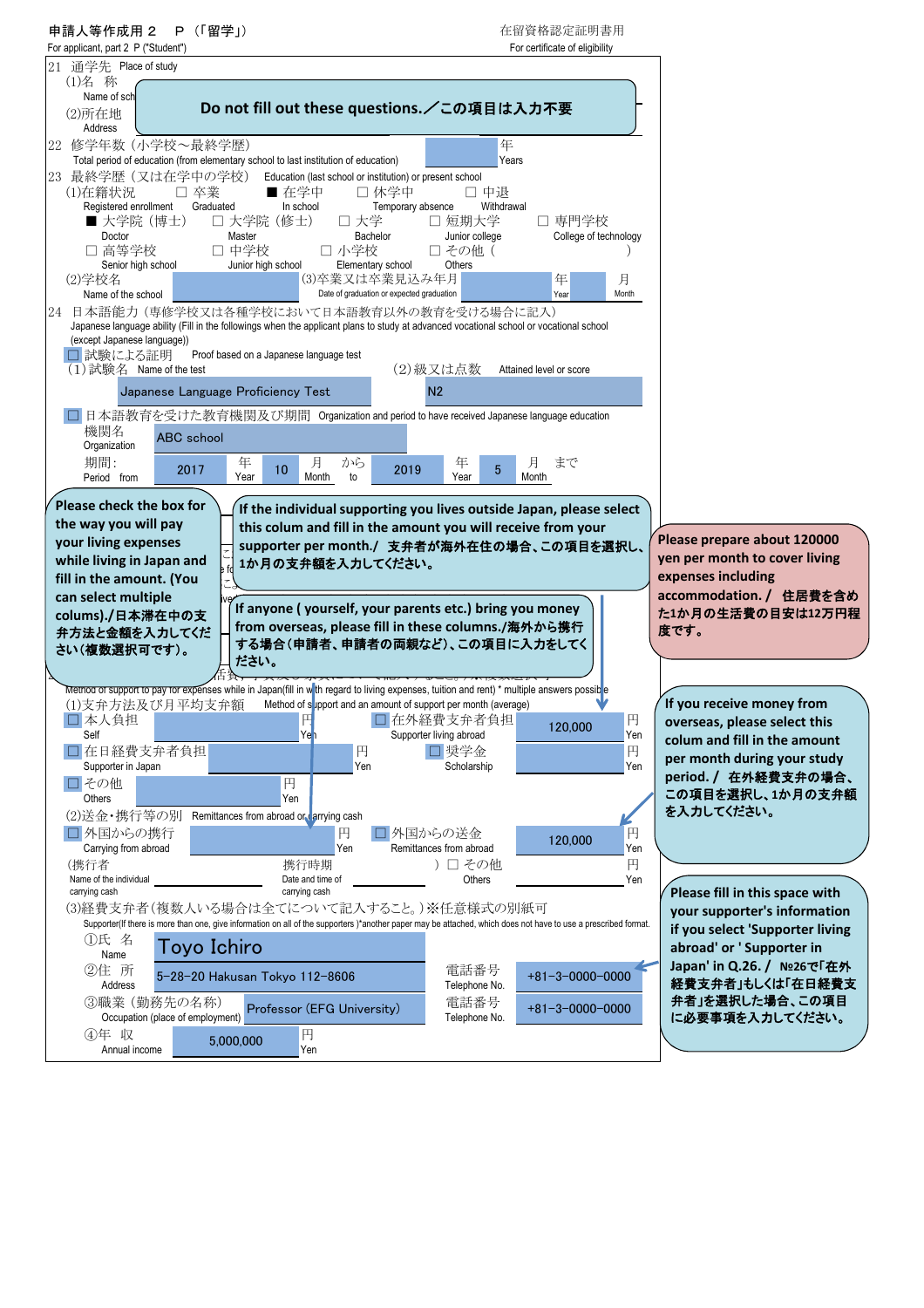申請人等作成用２　Ｐ（「留学」）
For applicant, part 2 P ("Student")

在留資格認定証明書用
For certificate of eligibility

21 通学先 Place of study
(1)名 称 Name of school
(2)所在地 Address

**Do not fill out these questions.／この項目は入力不要**

22 修学年数（小学校～最終学歴） Total period of education (from elementary school to last institution of education)　　年 Years

23 最終学歴（又は在学中の学校） Education (last school or institution) or present school
(1)在籍状況 Registered enrollment　☐ 卒業 Graduated　■ 在学中 In school　☐ 休学中 Temporary absence　☐ 中退 Withdrawal
■ 大学院（博士） Doctor　☐ 大学院（修士） Master　☐ 大学 Bachelor　☐ 短期大学 Junior college　☐ 専門学校 College of technology
☐ 高等学校 Senior high school　☐ 中学校 Junior high school　☐ 小学校 Elementary school　☐ その他（　　） Others
(2)学校名 Name of the school　　(3)卒業又は卒業見込み年月 Date of graduation or expected graduation　　年 Year　　月 Month

24 日本語能力（専修学校又は各種学校において日本語教育以外の教育を受ける場合に記入）
Japanese language ability (Fill in the followings when the applicant plans to study at advanced vocational school or vocational school (except Japanese language))
☐ 試験による証明 Proof based on a Japanese language test
(1)試験名 Name of the test: Japanese Language Proficiency Test　　(2)級又は点数 Attained level or score: N2
☐ 日本語教育を受けた教育機関及び期間 Organization and period to have received Japanese language education
機関名 Organization: ABC school
期間：Period from 2017 年 Year 10 月 Month から to 2019 年 Year 5 月 Month まで

**Please check the box for the way you will pay your living expenses while living in Japan and fill in the amount. (You can select multiple colums)./日本滞在中の支弁方法と金額を入力してください（複数選択可です）。**

**If the individual supporting you lives outside Japan, please select this colum and fill in the amount you will receive from your supporter per month./ 支弁者が海外在住の場合、この項目を選択し、1か月の支弁額を入力してください。**

**If anyone ( yourself, your parents etc.) bring you money from overseas, please fill in these columns./海外から携行する場合（申請者、申請者の両親など）、この項目に入力をしてください。**

**Please prepare about 120000 yen per month to cover living expenses including accommodation. / 住居費を含めた1か月の生活費の目安は12万円程度です。**

Method of support to pay for expenses while in Japan(fill in with regard to living expenses, tuition and rent) * multiple answers possible
(1)支弁方法及び月平均支弁額 Method of support and an amount of support per month (average)
☐ 本人負担 Self　　円 Yen　　☐ 在外経費支弁者負担 Supporter living abroad　120,000 円 Yen
☐ 在日経費支弁者負担 Supporter in Japan　　円 Yen　　☐ 奨学金 Scholarship　　円 Yen
☐ その他 Others　　円 Yen
(2)送金・携行等の別 Remittances from abroad or carrying cash
☐ 外国からの携行 Carrying from abroad　　円 Yen　　☐ 外国からの送金 Remittances from abroad　120,000 円 Yen
（携行者 Name of the individual carrying cash　　携行時期 Date and time of carrying cash　）☐ その他 Others　　円 Yen

**If you receive money from overseas, please select this colum and fill in the amount per month during your study period. / 在外経費支弁の場合、この項目を選択し、1か月の支弁額を入力してください。**

(3)経費支弁者（複数人いる場合は全てについて記入すること。）※任意様式の別紙可
Supporter(If there is more than one, give information on all of the supporters )*another paper may be attached, which does not have to use a prescribed format.
①氏 名 Name: Toyo Ichiro
②住 所 Address: 5-28-20 Hakusan Tokyo 112-8606　　電話番号 Telephone No.: +81-3-0000-0000
③職業（勤務先の名称） Occupation (place of employment): Professor (EFG University)　　電話番号 Telephone No.: +81-3-0000-0000
④年 収 Annual income: 5,000,000 円 Yen

**Please fill in this space with your supporter's information if you select 'Supporter living abroad' or ' Supporter in Japan' in Q.26. / №26で「在外経費支弁者」もしくは「在日経費支弁者」を選択した場合、この項目に必要事項を入力してください。**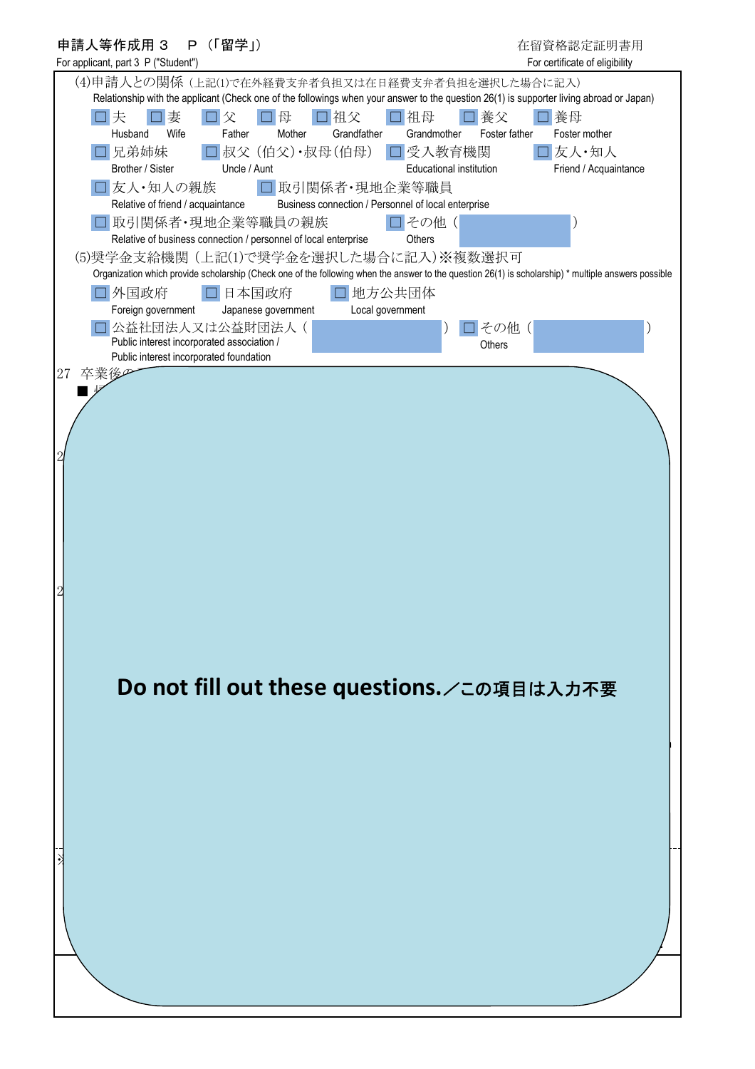申請人等作成用３　Ｐ（「留学」）
For applicant, part 3 P ("Student")

在留資格認定証明書用
For certificate of eligibility

(4)申請人との関係（上記(1)で在外経費支弁者負担又は在日経費支弁者負担を選択した場合に記入）
Relationship with the applicant (Check one of the followings when your answer to the question 26(1) is supporter living abroad or Japan)

- □ 夫 Husband
- □ 妻 Wife
- □ 父 Father
- □ 母 Mother
- □ 祖父 Grandfather
- □ 祖母 Grandmother
- □ 養父 Foster father
- □ 養母 Foster mother
- □ 兄弟姉妹 Brother / Sister
- □ 叔父（伯父)・叔母(伯母) Uncle / Aunt
- □ 受入教育機関 Educational institution
- □ 友人・知人 Friend / Acquaintance
- □ 友人・知人の親族 Relative of friend / acquaintance
- □ 取引関係者・現地企業等職員 Business connection / Personnel of local enterprise
- □ 取引関係者・現地企業等職員の親族 Relative of business connection / personnel of local enterprise
- □ その他（　　　　） Others

(5)奨学金支給機関（上記(1)で奨学金を選択した場合に記入）※複数選択可
Organization which provide scholarship (Check one of the following when the answer to the question 26(1) is scholarship) * multiple answers possible

- □ 外国政府 Foreign government
- □ 日本国政府 Japanese government
- □ 地方公共団体 Local government
- □ 公益社団法人又は公益財団法人（　　　　） Public interest incorporated association / Public interest incorporated foundation
- □ その他（　　　　） Others

27 卒業後の…

**Do not fill out these questions.／この項目は入力不要**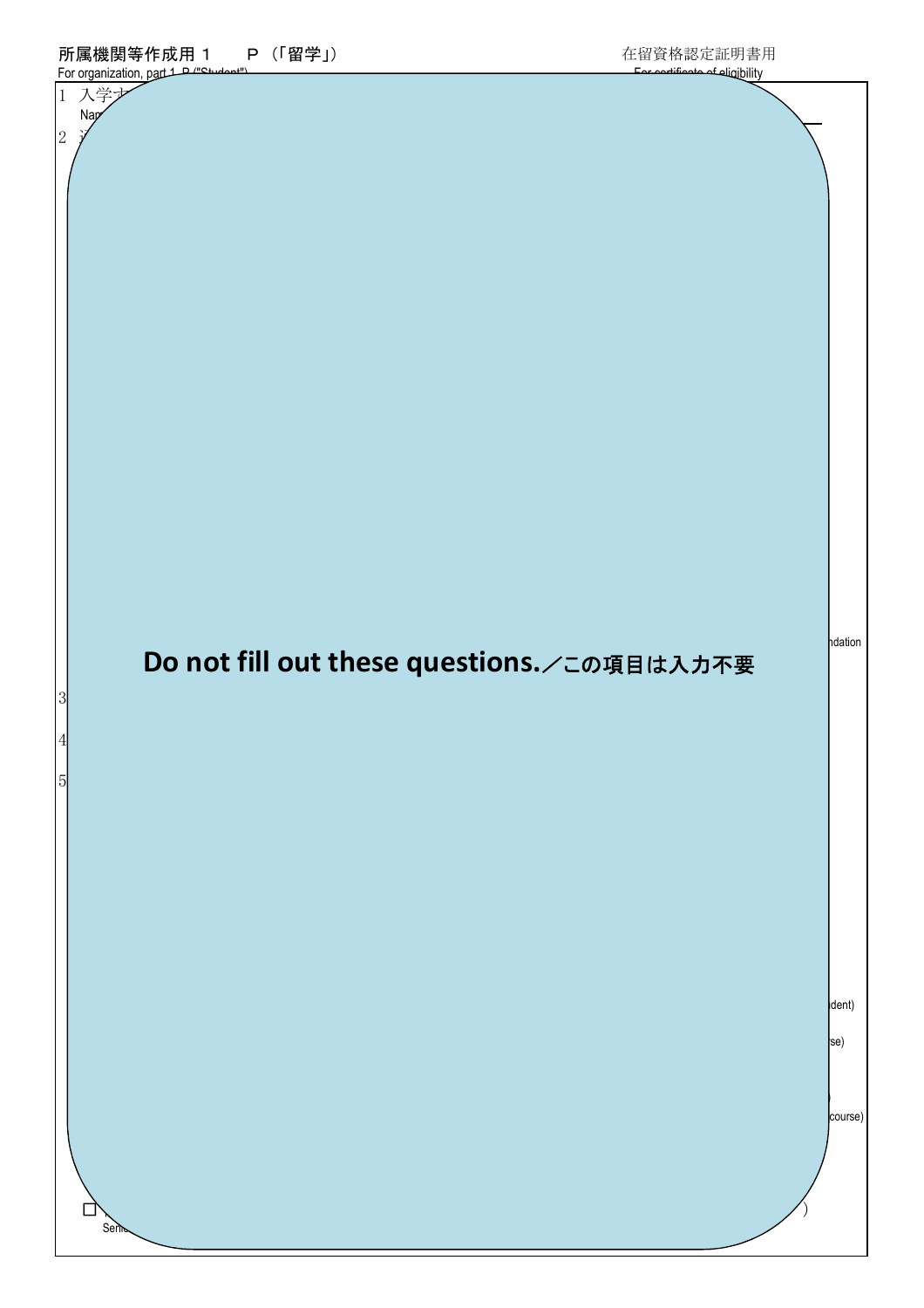所属機関等作成用１　Ｐ（「留学」）
For organization, part 1 P ("Student")

在留資格認定証明書用
For certificate of eligibility

**Do not fill out these questions.／この項目は入力不要**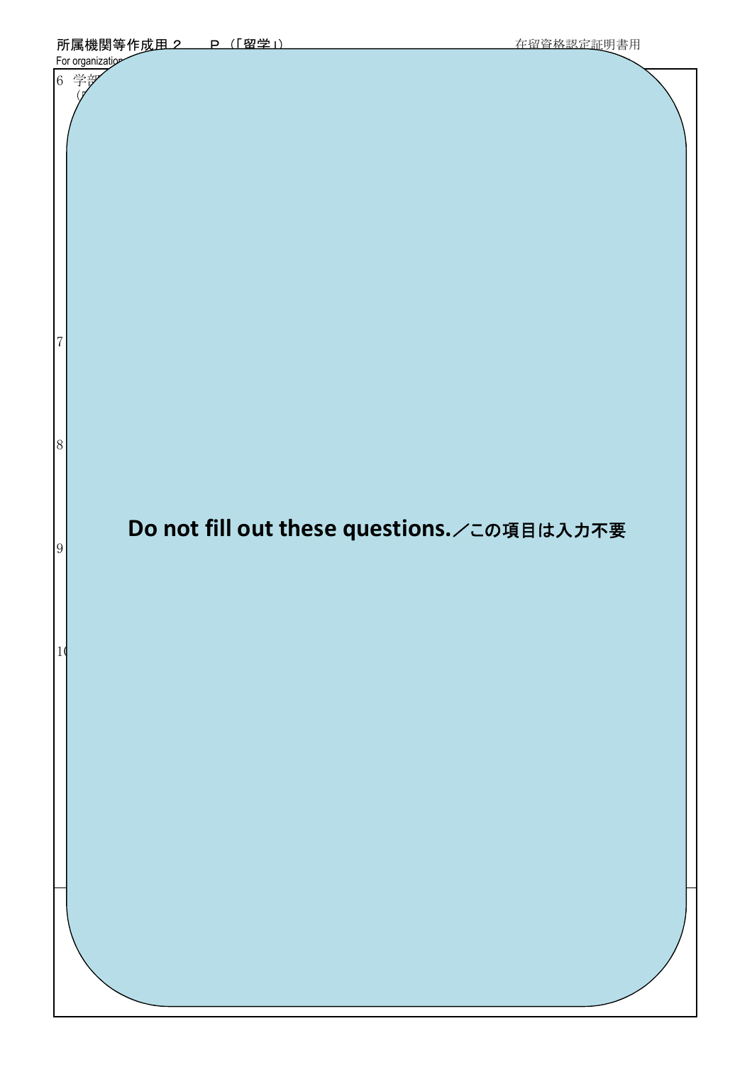所属機関等作成用２　Ｐ（「留学」）

For organization

在留資格認定証明書用

6 学部

7

8

9

10

**Do not fill out these questions.／この項目は入力不要**